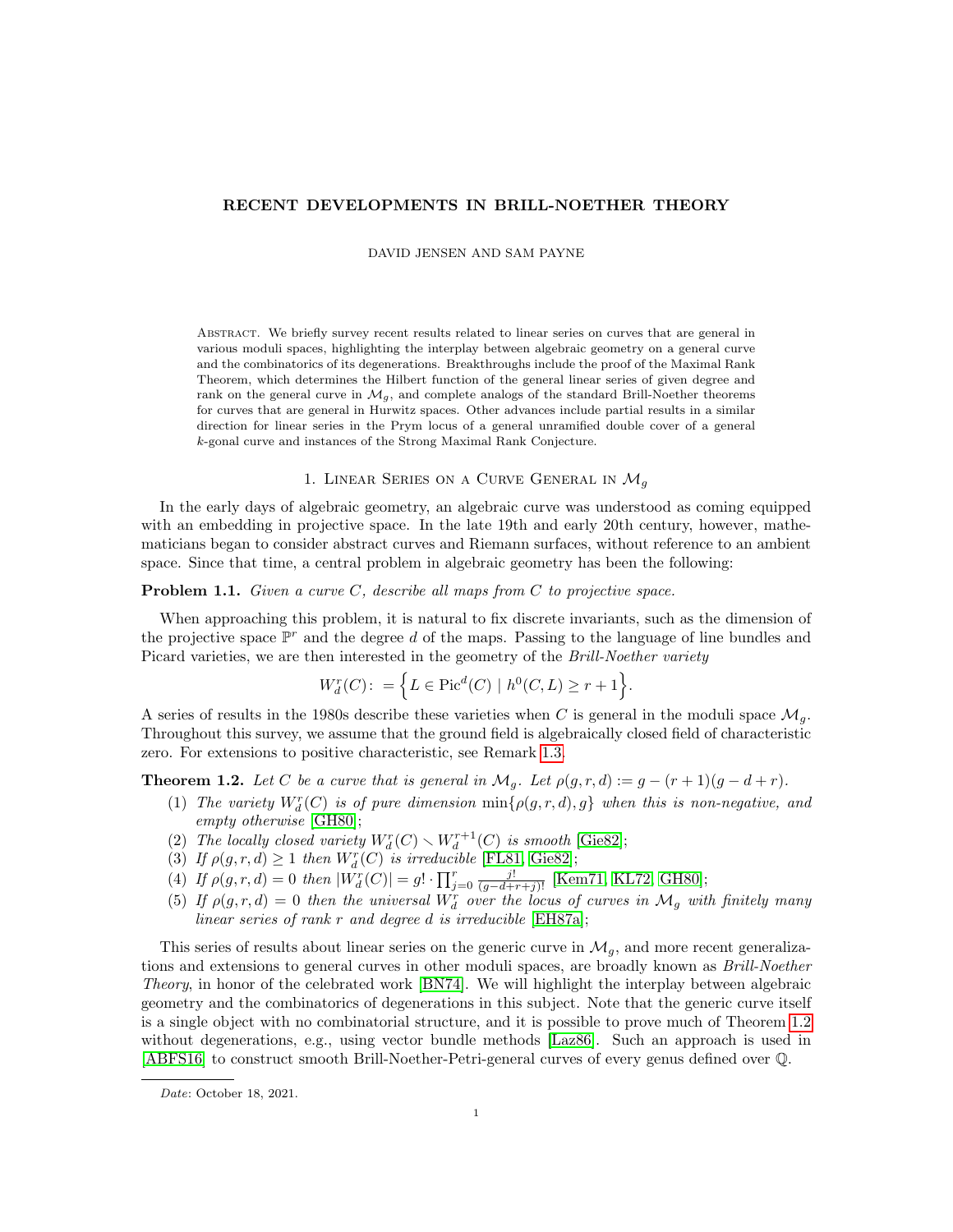# RECENT DEVELOPMENTS IN BRILL-NOETHER THEORY

DAVID JENSEN AND SAM PAYNE

Abstract. We briefly survey recent results related to linear series on curves that are general in various moduli spaces, highlighting the interplay between algebraic geometry on a general curve and the combinatorics of its degenerations. Breakthroughs include the proof of the Maximal Rank Theorem, which determines the Hilbert function of the general linear series of given degree and rank on the general curve in $\mathcal{M}_g$, and complete analogs of the standard Brill-Noether theorems for curves that are general in Hurwitz spaces. Other advances include partial results in a similar direction for linear series in the Prym locus of a general unramified double cover of a general $k$-gonal curve and instances of the Strong Maximal Rank Conjecture.

## 1. Linear Series on a Curve General in $\mathcal{M}_g$

In the early days of algebraic geometry, an algebraic curve was understood as coming equipped with an embedding in projective space. In the late 19th and early 20th century, however, mathematicians began to consider abstract curves and Riemann surfaces, without reference to an ambient space. Since that time, a central problem in algebraic geometry has been the following:

**Problem 1.1.** *Given a curve $C$, describe all maps from $C$ to projective space.*

When approaching this problem, it is natural to fix discrete invariants, such as the dimension of the projective space $\mathbb{P}^r$ and the degree $d$ of the maps. Passing to the language of line bundles and Picard varieties, we are then interested in the geometry of the *Brill-Noether variety*

$$W^r_d(C) := \Big\{ L \in \operatorname{Pic}^d(C) \mid h^0(C, L) \geq r+1 \Big\}.$$

A series of results in the 1980s describe these varieties when $C$ is general in the moduli space $\mathcal{M}_g$. Throughout this survey, we assume that the ground field is algebraically closed field of characteristic zero. For extensions to positive characteristic, see Remark 1.3.

**Theorem 1.2.** *Let $C$ be a curve that is general in $\mathcal{M}_g$. Let $\rho(g, r, d) := g - (r + 1)(g - d + r)$.*

1. *The variety $W^r_d(C)$ is of pure dimension $\min\{\rho(g, r, d), g\}$ when this is non-negative, and empty otherwise* [GH80];
2. *The locally closed variety $W^r_d(C) \smallsetminus W^{r+1}_d(C)$ is smooth* [Gie82];
3. *If $\rho(g, r, d) \geq 1$ then $W^r_d(C)$ is irreducible* [FL81, Gie82];
4. *If $\rho(g, r, d) = 0$ then $|W^r_d(C)| = g! \cdot \prod_{j=0}^{r} \frac{j!}{(g-d+r+j)!}$* [Kem71, KL72, GH80];
5. *If $\rho(g, r, d) = 0$ then the universal $W^r_d$ over the locus of curves in $\mathcal{M}_g$ with finitely many linear series of rank $r$ and degree $d$ is irreducible* [EH87a];

This series of results about linear series on the generic curve in $\mathcal{M}_g$, and more recent generalizations and extensions to general curves in other moduli spaces, are broadly known as *Brill-Noether Theory*, in honor of the celebrated work [BN74]. We will highlight the interplay between algebraic geometry and the combinatorics of degenerations in this subject. Note that the generic curve itself is a single object with no combinatorial structure, and it is possible to prove much of Theorem 1.2 without degenerations, e.g., using vector bundle methods [Laz86]. Such an approach is used in [ABFS16] to construct smooth Brill-Noether-Petri-general curves of every genus defined over $\mathbb{Q}$.

*Date*: October 18, 2021.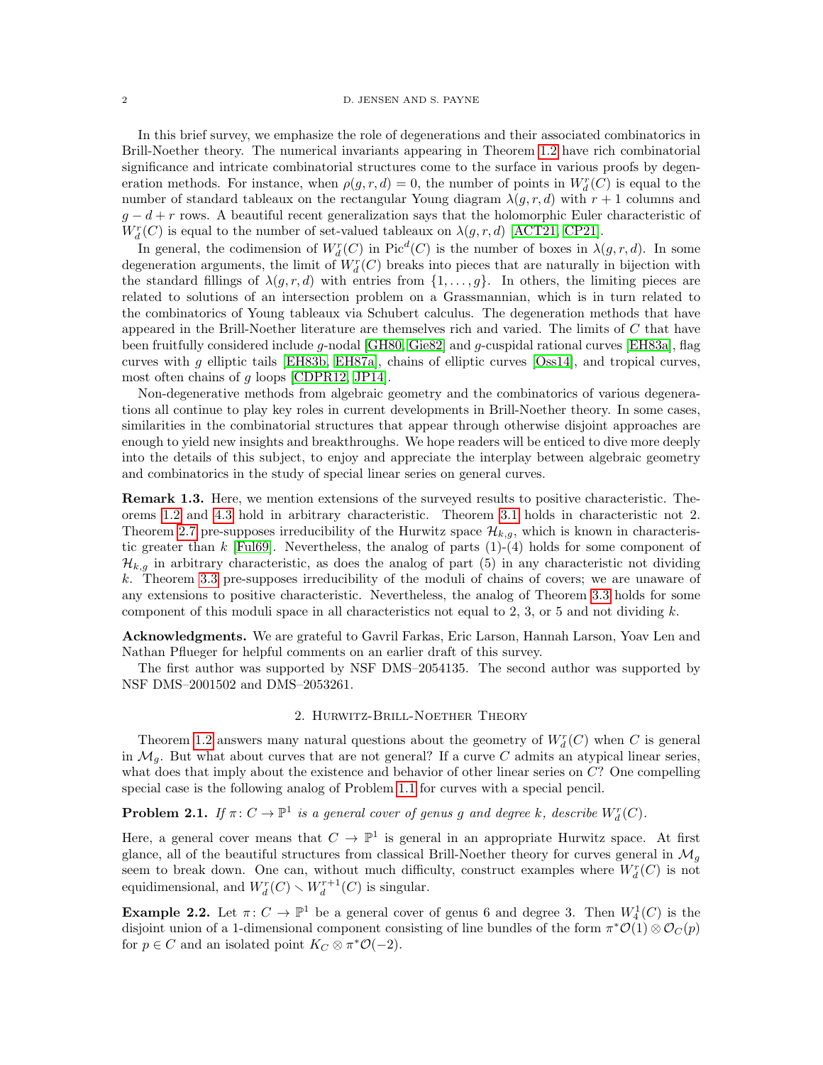In this brief survey, we emphasize the role of degenerations and their associated combinatorics in Brill-Noether theory. The numerical invariants appearing in Theorem 1.2 have rich combinatorial significance and intricate combinatorial structures come to the surface in various proofs by degeneration methods. For instance, when $\rho(g,r,d) = 0$, the number of points in $W^r_d(C)$ is equal to the number of standard tableaux on the rectangular Young diagram $\lambda(g,r,d)$ with $r+1$ columns and $g-d+r$ rows. A beautiful recent generalization says that the holomorphic Euler characteristic of $W^r_d(C)$ is equal to the number of set-valued tableaux on $\lambda(g,r,d)$ [ACT21, CP21].

In general, the codimension of $W^r_d(C)$ in $\mathrm{Pic}^d(C)$ is the number of boxes in $\lambda(g,r,d)$. In some degeneration arguments, the limit of $W^r_d(C)$ breaks into pieces that are naturally in bijection with the standard fillings of $\lambda(g,r,d)$ with entries from $\{1,\ldots,g\}$. In others, the limiting pieces are related to solutions of an intersection problem on a Grassmannian, which is in turn related to the combinatorics of Young tableaux via Schubert calculus. The degeneration methods that have appeared in the Brill-Noether literature are themselves rich and varied. The limits of $C$ that have been fruitfully considered include $g$-nodal [GH80, Gie82] and $g$-cuspidal rational curves [EH83a], flag curves with $g$ elliptic tails [EH83b, EH87a], chains of elliptic curves [Oss14], and tropical curves, most often chains of $g$ loops [CDPR12, JP14].

Non-degenerative methods from algebraic geometry and the combinatorics of various degenerations all continue to play key roles in current developments in Brill-Noether theory. In some cases, similarities in the combinatorial structures that appear through otherwise disjoint approaches are enough to yield new insights and breakthroughs. We hope readers will be enticed to dive more deeply into the details of this subject, to enjoy and appreciate the interplay between algebraic geometry and combinatorics in the study of special linear series on general curves.

**Remark 1.3.** Here, we mention extensions of the surveyed results to positive characteristic. Theorems 1.2 and 4.3 hold in arbitrary characteristic. Theorem 3.1 holds in characteristic not 2. Theorem 2.7 pre-supposes irreducibility of the Hurwitz space $\mathcal{H}_{k,g}$, which is known in characteristic greater than $k$ [Ful69]. Nevertheless, the analog of parts (1)-(4) holds for some component of $\mathcal{H}_{k,g}$ in arbitrary characteristic, as does the analog of part (5) in any characteristic not dividing $k$. Theorem 3.3 pre-supposes irreducibility of the moduli of chains of covers; we are unaware of any extensions to positive characteristic. Nevertheless, the analog of Theorem 3.3 holds for some component of this moduli space in all characteristics not equal to 2, 3, or 5 and not dividing $k$.

**Acknowledgments.** We are grateful to Gavril Farkas, Eric Larson, Hannah Larson, Yoav Len and Nathan Pflueger for helpful comments on an earlier draft of this survey.

The first author was supported by NSF DMS–2054135. The second author was supported by NSF DMS–2001502 and DMS–2053261.

## 2. Hurwitz-Brill-Noether Theory

Theorem 1.2 answers many natural questions about the geometry of $W^r_d(C)$ when $C$ is general in $\mathcal{M}_g$. But what about curves that are not general? If a curve $C$ admits an atypical linear series, what does that imply about the existence and behavior of other linear series on $C$? One compelling special case is the following analog of Problem 1.1 for curves with a special pencil.

**Problem 2.1.** *If $\pi\colon C \to \mathbb{P}^1$ is a general cover of genus $g$ and degree $k$, describe $W^r_d(C)$.*

Here, a general cover means that $C \to \mathbb{P}^1$ is general in an appropriate Hurwitz space. At first glance, all of the beautiful structures from classical Brill-Noether theory for curves general in $\mathcal{M}_g$ seem to break down. One can, without much difficulty, construct examples where $W^r_d(C)$ is not equidimensional, and $W^r_d(C) \smallsetminus W^{r+1}_d(C)$ is singular.

**Example 2.2.** Let $\pi\colon C \to \mathbb{P}^1$ be a general cover of genus 6 and degree 3. Then $W^1_4(C)$ is the disjoint union of a 1-dimensional component consisting of line bundles of the form $\pi^*\mathcal{O}(1) \otimes \mathcal{O}_C(p)$ for $p \in C$ and an isolated point $K_C \otimes \pi^*\mathcal{O}(-2)$.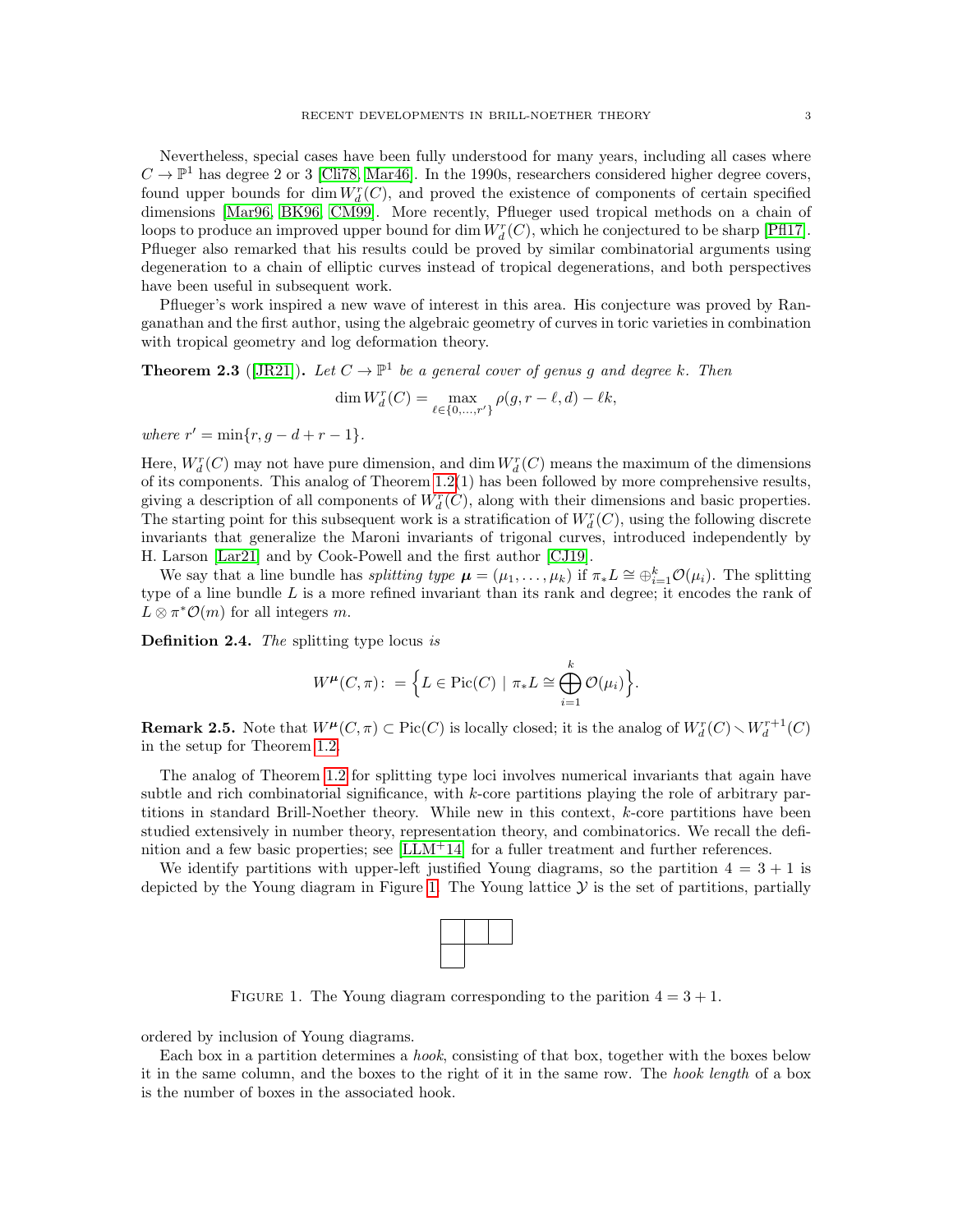Nevertheless, special cases have been fully understood for many years, including all cases where $C \to \mathbb{P}^1$ has degree 2 or 3 [Cli78, Mar46]. In the 1990s, researchers considered higher degree covers, found upper bounds for $\dim W^r_d(C)$, and proved the existence of components of certain specified dimensions [Mar96, BK96, CM99]. More recently, Pflueger used tropical methods on a chain of loops to produce an improved upper bound for $\dim W^r_d(C)$, which he conjectured to be sharp [Pfl17]. Pflueger also remarked that his results could be proved by similar combinatorial arguments using degeneration to a chain of elliptic curves instead of tropical degenerations, and both perspectives have been useful in subsequent work.

Pflueger's work inspired a new wave of interest in this area. His conjecture was proved by Ranganathan and the first author, using the algebraic geometry of curves in toric varieties in combination with tropical geometry and log deformation theory.

**Theorem 2.3** ([JR21]). *Let $C \to \mathbb{P}^1$ be a general cover of genus $g$ and degree $k$. Then*

$$\dim W^r_d(C) = \max_{\ell \in \{0,\ldots,r'\}} \rho(g, r-\ell, d) - \ell k,$$

*where $r' = \min\{r, g-d+r-1\}$.*

Here, $W^r_d(C)$ may not have pure dimension, and $\dim W^r_d(C)$ means the maximum of the dimensions of its components. This analog of Theorem 1.2(1) has been followed by more comprehensive results, giving a description of all components of $W^r_d(C)$, along with their dimensions and basic properties. The starting point for this subsequent work is a stratification of $W^r_d(C)$, using the following discrete invariants that generalize the Maroni invariants of trigonal curves, introduced independently by H. Larson [Lar21] and by Cook-Powell and the first author [CJ19].

We say that a line bundle has *splitting type* $\boldsymbol{\mu} = (\mu_1, \ldots, \mu_k)$ if $\pi_* L \cong \oplus_{i=1}^k \mathcal{O}(\mu_i)$. The splitting type of a line bundle $L$ is a more refined invariant than its rank and degree; it encodes the rank of $L \otimes \pi^*\mathcal{O}(m)$ for all integers $m$.

**Definition 2.4.** *The* splitting type locus *is*

$$W^{\boldsymbol{\mu}}(C, \pi) :\, = \Big\{ L \in \operatorname{Pic}(C) \mid \pi_* L \cong \bigoplus_{i=1}^k \mathcal{O}(\mu_i) \Big\}.$$

**Remark 2.5.** Note that $W^{\boldsymbol{\mu}}(C, \pi) \subset \operatorname{Pic}(C)$ is locally closed; it is the analog of $W^r_d(C) \smallsetminus W^{r+1}_d(C)$ in the setup for Theorem 1.2.

The analog of Theorem 1.2 for splitting type loci involves numerical invariants that again have subtle and rich combinatorial significance, with $k$-core partitions playing the role of arbitrary partitions in standard Brill-Noether theory. While new in this context, $k$-core partitions have been studied extensively in number theory, representation theory, and combinatorics. We recall the definition and a few basic properties; see [LLM+14] for a fuller treatment and further references.

We identify partitions with upper-left justified Young diagrams, so the partition $4 = 3 + 1$ is depicted by the Young diagram in Figure 1. The Young lattice $\mathcal{Y}$ is the set of partitions, partially ordered by inclusion of Young diagrams.

Figure 1. The Young diagram corresponding to the parition $4 = 3 + 1$.

Each box in a partition determines a *hook*, consisting of that box, together with the boxes below it in the same column, and the boxes to the right of it in the same row. The *hook length* of a box is the number of boxes in the associated hook.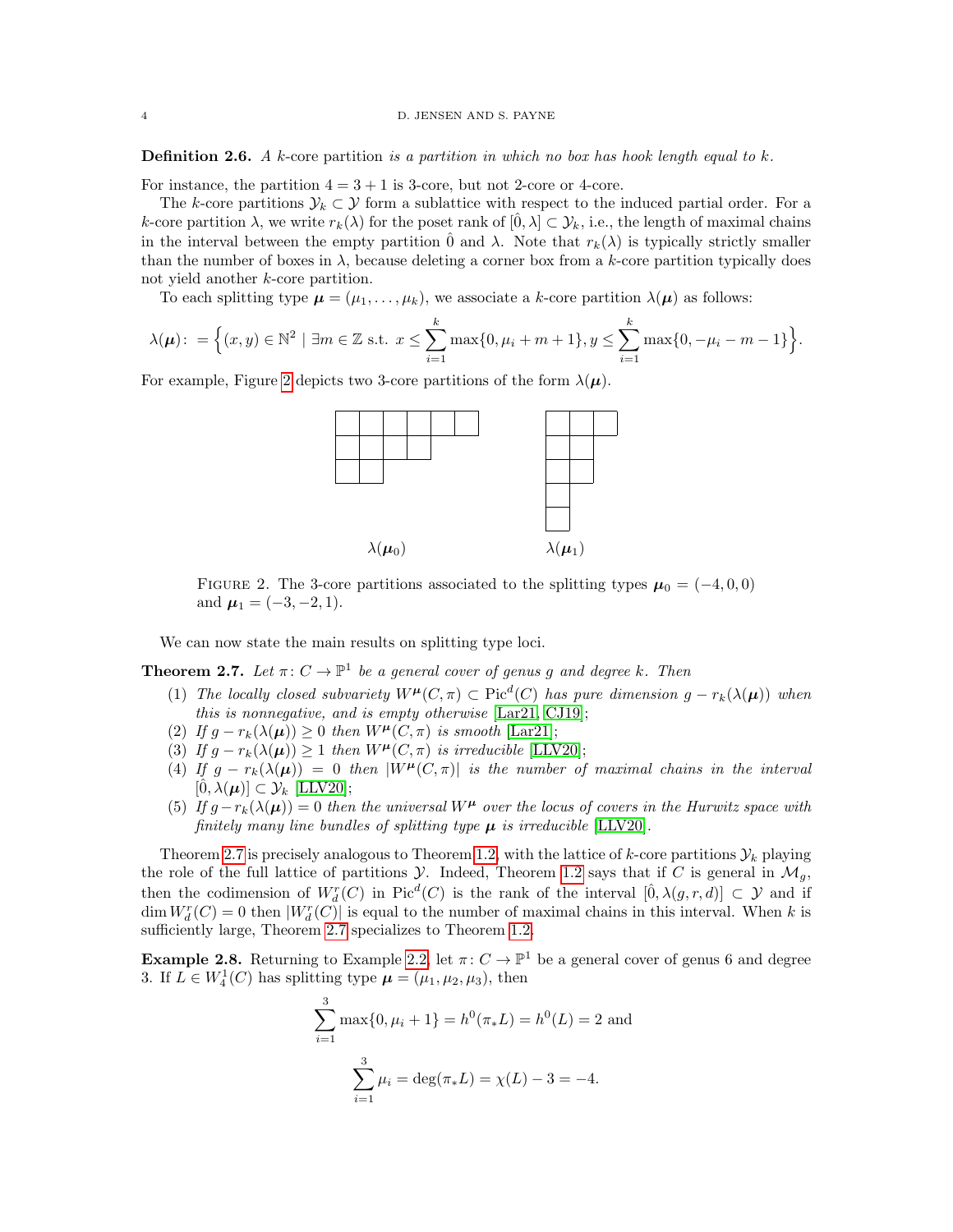**Definition 2.6.** *A k-core partition is a partition in which no box has hook length equal to k.*

For instance, the partition $4 = 3 + 1$ is 3-core, but not 2-core or 4-core.

The $k$-core partitions $\mathcal{Y}_k \subset \mathcal{Y}$ form a sublattice with respect to the induced partial order. For a $k$-core partition $\lambda$, we write $r_k(\lambda)$ for the poset rank of $[\hat{0}, \lambda] \subset \mathcal{Y}_k$, i.e., the length of maximal chains in the interval between the empty partition $\hat{0}$ and $\lambda$. Note that $r_k(\lambda)$ is typically strictly smaller than the number of boxes in $\lambda$, because deleting a corner box from a $k$-core partition typically does not yield another $k$-core partition.

To each splitting type $\boldsymbol{\mu} = (\mu_1, \ldots, \mu_k)$, we associate a $k$-core partition $\lambda(\boldsymbol{\mu})$ as follows:

$$\lambda(\boldsymbol{\mu}) := \Big\{ (x, y) \in \mathbb{N}^2 \mid \exists m \in \mathbb{Z} \text{ s.t. } x \leq \sum_{i=1}^{k} \max\{0, \mu_i + m + 1\}, y \leq \sum_{i=1}^{k} \max\{0, -\mu_i - m - 1\} \Big\}.$$

For example, Figure 2 depicts two 3-core partitions of the form $\lambda(\boldsymbol{\mu})$.

FIGURE 2. The 3-core partitions associated to the splitting types $\boldsymbol{\mu}_0 = (-4, 0, 0)$ and $\boldsymbol{\mu}_1 = (-3, -2, 1)$.

We can now state the main results on splitting type loci.

**Theorem 2.7.** *Let $\pi \colon C \to \mathbb{P}^1$ be a general cover of genus $g$ and degree $k$. Then*

1. *The locally closed subvariety $W^{\boldsymbol{\mu}}(C, \pi) \subset \mathrm{Pic}^d(C)$ has pure dimension $g - r_k(\lambda(\boldsymbol{\mu}))$ when this is nonnegative, and is empty otherwise* [Lar21, CJ19];
2. *If $g - r_k(\lambda(\boldsymbol{\mu})) \geq 0$ then $W^{\boldsymbol{\mu}}(C, \pi)$ is smooth* [Lar21];
3. *If $g - r_k(\lambda(\boldsymbol{\mu})) \geq 1$ then $W^{\boldsymbol{\mu}}(C, \pi)$ is irreducible* [LLV20];
4. *If $g - r_k(\lambda(\boldsymbol{\mu})) = 0$ then $|W^{\boldsymbol{\mu}}(C, \pi)|$ is the number of maximal chains in the interval $[\hat{0}, \lambda(\boldsymbol{\mu})] \subset \mathcal{Y}_k$* [LLV20];
5. *If $g - r_k(\lambda(\boldsymbol{\mu})) = 0$ then the universal $W^{\boldsymbol{\mu}}$ over the locus of covers in the Hurwitz space with finitely many line bundles of splitting type $\boldsymbol{\mu}$ is irreducible* [LLV20].

Theorem 2.7 is precisely analogous to Theorem 1.2, with the lattice of $k$-core partitions $\mathcal{Y}_k$ playing the role of the full lattice of partitions $\mathcal{Y}$. Indeed, Theorem 1.2 says that if $C$ is general in $\mathcal{M}_g$, then the codimension of $W^r_d(C)$ in $\mathrm{Pic}^d(C)$ is the rank of the interval $[\hat{0}, \lambda(g, r, d)] \subset \mathcal{Y}$ and if $\dim W^r_d(C) = 0$ then $|W^r_d(C)|$ is equal to the number of maximal chains in this interval. When $k$ is sufficiently large, Theorem 2.7 specializes to Theorem 1.2.

**Example 2.8.** Returning to Example 2.2, let $\pi \colon C \to \mathbb{P}^1$ be a general cover of genus 6 and degree 3. If $L \in W^1_4(C)$ has splitting type $\boldsymbol{\mu} = (\mu_1, \mu_2, \mu_3)$, then

$$\sum_{i=1}^{3} \max\{0, \mu_i + 1\} = h^0(\pi_* L) = h^0(L) = 2 \text{ and}$$

$$\sum_{i=1}^{3} \mu_i = \deg(\pi_* L) = \chi(L) - 3 = -4.$$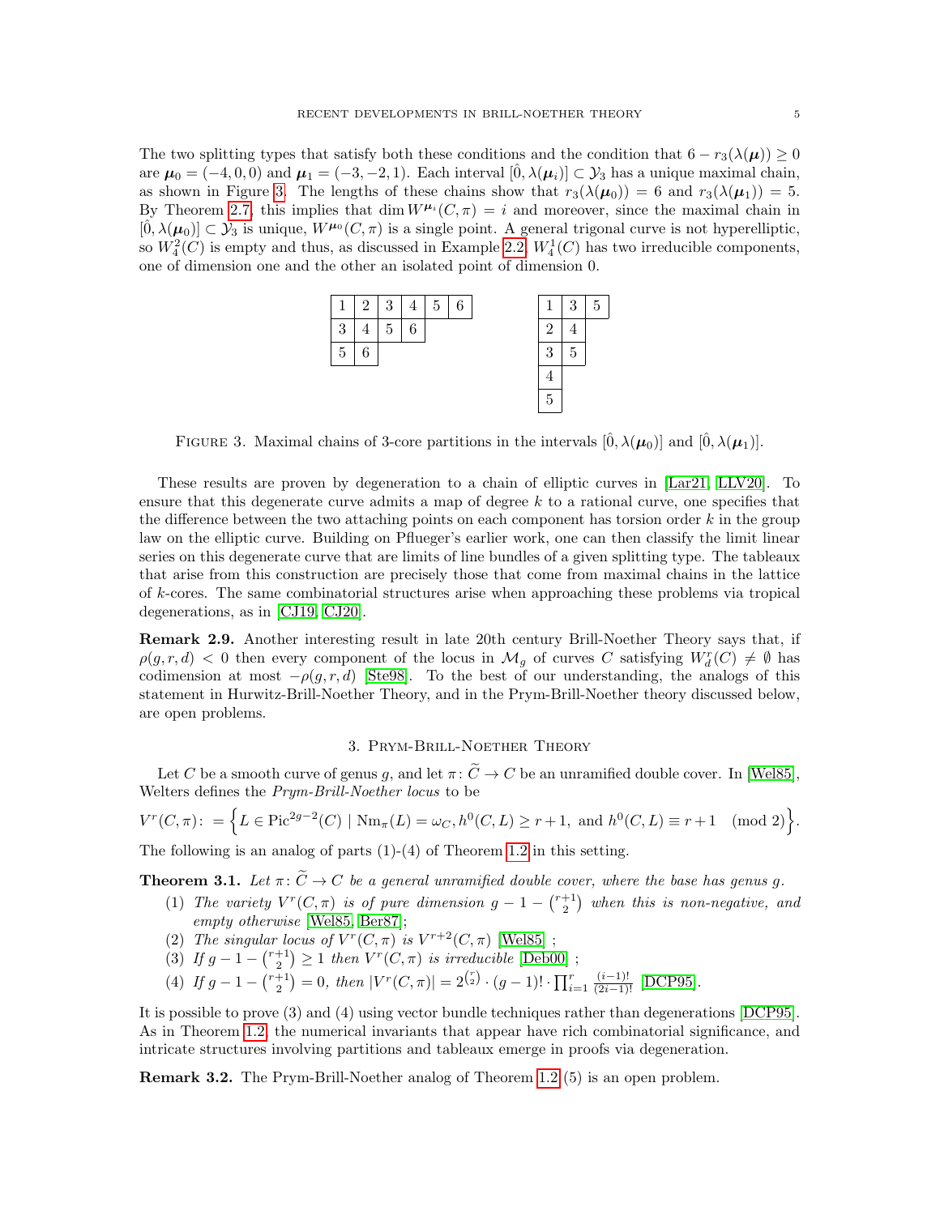The two splitting types that satisfy both these conditions and the condition that $6 - r_3(\lambda(\boldsymbol{\mu})) \geq 0$ are $\boldsymbol{\mu}_0 = (-4, 0, 0)$ and $\boldsymbol{\mu}_1 = (-3, -2, 1)$. Each interval $[\hat{0}, \lambda(\boldsymbol{\mu}_i)] \subset \mathcal{Y}_3$ has a unique maximal chain, as shown in Figure 3. The lengths of these chains show that $r_3(\lambda(\boldsymbol{\mu}_0)) = 6$ and $r_3(\lambda(\boldsymbol{\mu}_1)) = 5$. By Theorem 2.7, this implies that $\dim W^{\boldsymbol{\mu}_i}(C, \pi) = i$ and moreover, since the maximal chain in $[\hat{0}, \lambda(\boldsymbol{\mu}_0)] \subset \mathcal{Y}_3$ is unique, $W^{\boldsymbol{\mu}_0}(C, \pi)$ is a single point. A general trigonal curve is not hyperelliptic, so $W^2_4(C)$ is empty and thus, as discussed in Example 2.2, $W^1_4(C)$ has two irreducible components, one of dimension one and the other an isolated point of dimension 0.

| 1 | 2 | 3 | 4 | 5 | 6 |
|---|---|---|---|---|---|
| 3 | 4 | 5 | 6 | | |
| 5 | 6 | | | | |

| 1 | 3 | 5 |
|---|---|---|
| 2 | 4 | |
| 3 | 5 | |
| 4 | | |
| 5 | | |

Figure 3. Maximal chains of 3-core partitions in the intervals $[\hat{0}, \lambda(\boldsymbol{\mu}_0)]$ and $[\hat{0}, \lambda(\boldsymbol{\mu}_1)]$.

These results are proven by degeneration to a chain of elliptic curves in [Lar21, LLV20]. To ensure that this degenerate curve admits a map of degree $k$ to a rational curve, one specifies that the difference between the two attaching points on each component has torsion order $k$ in the group law on the elliptic curve. Building on Pflueger's earlier work, one can then classify the limit linear series on this degenerate curve that are limits of line bundles of a given splitting type. The tableaux that arise from this construction are precisely those that come from maximal chains in the lattice of $k$-cores. The same combinatorial structures arise when approaching these problems via tropical degenerations, as in [CJ19, CJ20].

**Remark 2.9.** Another interesting result in late 20th century Brill-Noether Theory says that, if $\rho(g, r, d) < 0$ then every component of the locus in $\mathcal{M}_g$ of curves $C$ satisfying $W^r_d(C) \neq \emptyset$ has codimension at most $-\rho(g, r, d)$ [Ste98]. To the best of our understanding, the analogs of this statement in Hurwitz-Brill-Noether Theory, and in the Prym-Brill-Noether theory discussed below, are open problems.

## 3. Prym-Brill-Noether Theory

Let $C$ be a smooth curve of genus $g$, and let $\pi\colon \widetilde{C} \to C$ be an unramified double cover. In [Wel85], Welters defines the *Prym-Brill-Noether locus* to be

$$V^r(C, \pi) \colon = \left\{ L \in \operatorname{Pic}^{2g-2}(C) \mid \operatorname{Nm}_\pi(L) = \omega_C, h^0(C, L) \geq r+1, \text{ and } h^0(C, L) \equiv r+1 \pmod 2 \right\}.$$

The following is an analog of parts (1)-(4) of Theorem 1.2 in this setting.

**Theorem 3.1.** *Let $\pi\colon \widetilde{C} \to C$ be a general unramified double cover, where the base has genus $g$.*

1. *The variety $V^r(C, \pi)$ is of pure dimension $g - 1 - \binom{r+1}{2}$ when this is non-negative, and empty otherwise* [Wel85, Ber87];
2. *The singular locus of $V^r(C, \pi)$ is $V^{r+2}(C, \pi)$* [Wel85] ;
3. *If $g - 1 - \binom{r+1}{2} \geq 1$ then $V^r(C, \pi)$ is irreducible* [Deb00] ;
4. *If $g - 1 - \binom{r+1}{2} = 0$, then $|V^r(C, \pi)| = 2^{\binom{r}{2}} \cdot (g-1)! \cdot \prod_{i=1}^{r} \frac{(i-1)!}{(2i-1)!}$* [DCP95].

It is possible to prove (3) and (4) using vector bundle techniques rather than degenerations [DCP95]. As in Theorem 1.2, the numerical invariants that appear have rich combinatorial significance, and intricate structures involving partitions and tableaux emerge in proofs via degeneration.

**Remark 3.2.** The Prym-Brill-Noether analog of Theorem 1.2 (5) is an open problem.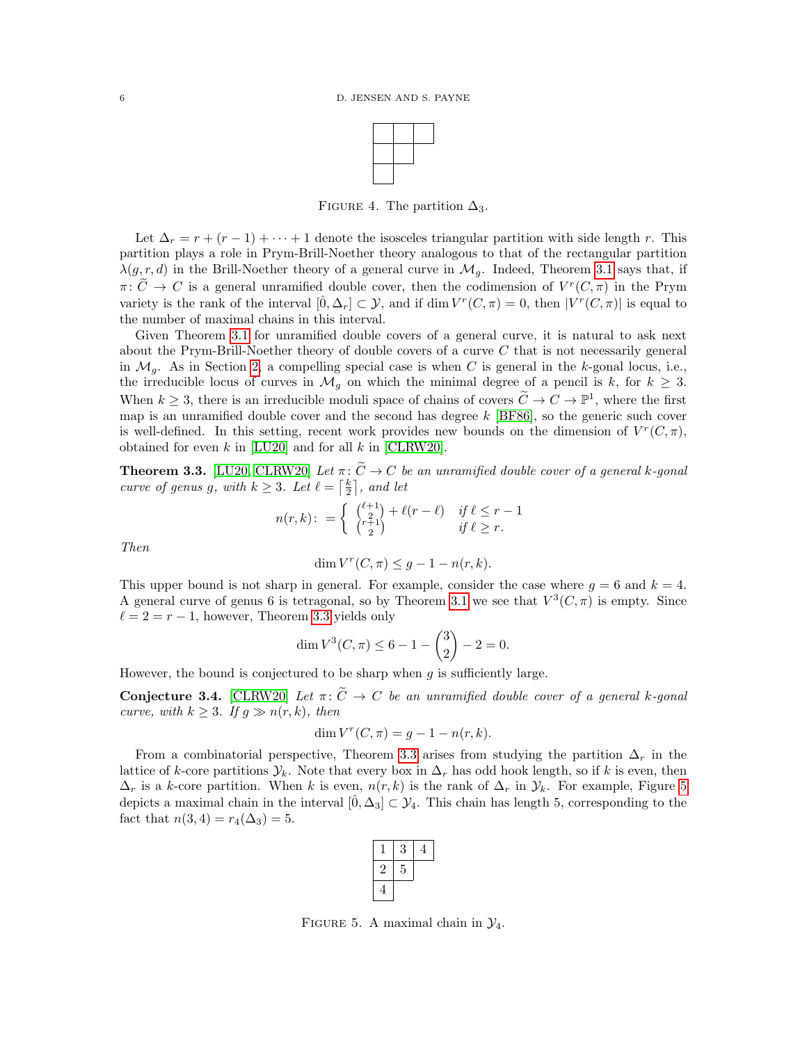FIGURE 4. The partition $\Delta_3$.

Let $\Delta_r = r + (r-1) + \cdots + 1$ denote the isosceles triangular partition with side length $r$. This partition plays a role in Prym-Brill-Noether theory analogous to that of the rectangular partition $\lambda(g,r,d)$ in the Brill-Noether theory of a general curve in $\mathcal{M}_g$. Indeed, Theorem 3.1 says that, if $\pi\colon \widetilde{C} \to C$ is a general unramified double cover, then the codimension of $V^r(C,\pi)$ in the Prym variety is the rank of the interval $[\hat{0}, \Delta_r] \subset \mathcal{Y}$, and if $\dim V^r(C,\pi) = 0$, then $|V^r(C,\pi)|$ is equal to the number of maximal chains in this interval.

Given Theorem 3.1 for unramified double covers of a general curve, it is natural to ask next about the Prym-Brill-Noether theory of double covers of a curve $C$ that is not necessarily general in $\mathcal{M}_g$. As in Section 2, a compelling special case is when $C$ is general in the $k$-gonal locus, i.e., the irreducible locus of curves in $\mathcal{M}_g$ on which the minimal degree of a pencil is $k$, for $k \geq 3$. When $k \geq 3$, there is an irreducible moduli space of chains of covers $\widetilde{C} \to C \to \mathbb{P}^1$, where the first map is an unramified double cover and the second has degree $k$ [BF86], so the generic such cover is well-defined. In this setting, recent work provides new bounds on the dimension of $V^r(C,\pi)$, obtained for even $k$ in [LU20] and for all $k$ in [CLRW20].

**Theorem 3.3.** [LU20, CLRW20] *Let $\pi\colon \widetilde{C} \to C$ be an unramified double cover of a general $k$-gonal curve of genus $g$, with $k \geq 3$. Let $\ell = \left\lceil \frac{k}{2} \right\rceil$, and let*

$$n(r,k) := \begin{cases} \binom{\ell+1}{2} + \ell(r-\ell) & \text{if } \ell \leq r-1 \\ \binom{r+1}{2} & \text{if } \ell \geq r. \end{cases}$$

*Then*

$$\dim V^r(C,\pi) \leq g - 1 - n(r,k).$$

This upper bound is not sharp in general. For example, consider the case where $g = 6$ and $k = 4$. A general curve of genus 6 is tetragonal, so by Theorem 3.1 we see that $V^3(C,\pi)$ is empty. Since $\ell = 2 = r-1$, however, Theorem 3.3 yields only

$$\dim V^3(C,\pi) \leq 6 - 1 - \binom{3}{2} - 2 = 0.$$

However, the bound is conjectured to be sharp when $g$ is sufficiently large.

**Conjecture 3.4.** [CLRW20] *Let $\pi\colon \widetilde{C} \to C$ be an unramified double cover of a general $k$-gonal curve, with $k \geq 3$. If $g \gg n(r,k)$, then*

$$\dim V^r(C,\pi) = g - 1 - n(r,k).$$

From a combinatorial perspective, Theorem 3.3 arises from studying the partition $\Delta_r$ in the lattice of $k$-core partitions $\mathcal{Y}_k$. Note that every box in $\Delta_r$ has odd hook length, so if $k$ is even, then $\Delta_r$ is a $k$-core partition. When $k$ is even, $n(r,k)$ is the rank of $\Delta_r$ in $\mathcal{Y}_k$. For example, Figure 5 depicts a maximal chain in the interval $[\hat{0}, \Delta_3] \subset \mathcal{Y}_4$. This chain has length 5, corresponding to the fact that $n(3,4) = r_4(\Delta_3) = 5$.

| 1 | 3 | 4 |
|---|---|---|
| 2 | 5 | |
| 4 | | |

FIGURE 5. A maximal chain in $\mathcal{Y}_4$.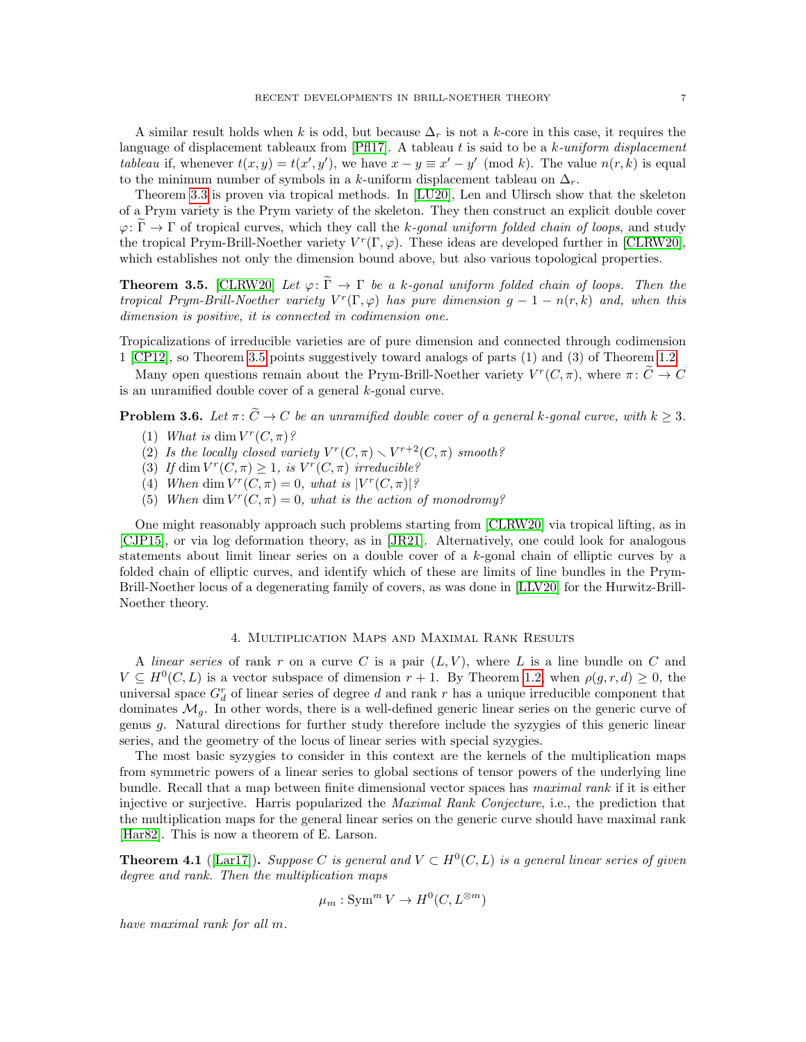A similar result holds when $k$ is odd, but because $\Delta_r$ is not a $k$-core in this case, it requires the language of displacement tableaux from [Pfl17]. A tableau $t$ is said to be a *$k$-uniform displacement tableau* if, whenever $t(x, y) = t(x', y')$, we have $x - y \equiv x' - y' \pmod{k}$. The value $n(r, k)$ is equal to the minimum number of symbols in a $k$-uniform displacement tableau on $\Delta_r$.

Theorem 3.3 is proven via tropical methods. In [LU20], Len and Ulirsch show that the skeleton of a Prym variety is the Prym variety of the skeleton. They then construct an explicit double cover $\varphi\colon \widetilde{\Gamma} \to \Gamma$ of tropical curves, which they call the *$k$-gonal uniform folded chain of loops*, and study the tropical Prym-Brill-Noether variety $V^r(\Gamma, \varphi)$. These ideas are developed further in [CLRW20], which establishes not only the dimension bound above, but also various topological properties.

**Theorem 3.5.** [CLRW20] *Let $\varphi\colon \widetilde{\Gamma} \to \Gamma$ be a $k$-gonal uniform folded chain of loops. Then the tropical Prym-Brill-Noether variety $V^r(\Gamma, \varphi)$ has pure dimension $g - 1 - n(r, k)$ and, when this dimension is positive, it is connected in codimension one.*

Tropicalizations of irreducible varieties are of pure dimension and connected through codimension 1 [CP12], so Theorem 3.5 points suggestively toward analogs of parts (1) and (3) of Theorem 1.2.

Many open questions remain about the Prym-Brill-Noether variety $V^r(C, \pi)$, where $\pi\colon \widetilde{C} \to C$ is an unramified double cover of a general $k$-gonal curve.

**Problem 3.6.** *Let $\pi\colon \widetilde{C} \to C$ be an unramified double cover of a general $k$-gonal curve, with $k \geq 3$.*

1. *What is $\dim V^r(C, \pi)$?*
2. *Is the locally closed variety $V^r(C, \pi) \smallsetminus V^{r+2}(C, \pi)$ smooth?*
3. *If $\dim V^r(C, \pi) \geq 1$, is $V^r(C, \pi)$ irreducible?*
4. *When $\dim V^r(C, \pi) = 0$, what is $|V^r(C, \pi)|$?*
5. *When $\dim V^r(C, \pi) = 0$, what is the action of monodromy?*

One might reasonably approach such problems starting from [CLRW20] via tropical lifting, as in [CJP15], or via log deformation theory, as in [JR21]. Alternatively, one could look for analogous statements about limit linear series on a double cover of a $k$-gonal chain of elliptic curves by a folded chain of elliptic curves, and identify which of these are limits of line bundles in the Prym-Brill-Noether locus of a degenerating family of covers, as was done in [LLV20] for the Hurwitz-Brill-Noether theory.

## 4. Multiplication Maps and Maximal Rank Results

A *linear series* of rank $r$ on a curve $C$ is a pair $(L, V)$, where $L$ is a line bundle on $C$ and $V \subseteq H^0(C, L)$ is a vector subspace of dimension $r + 1$. By Theorem 1.2, when $\rho(g, r, d) \geq 0$, the universal space $G^r_d$ of linear series of degree $d$ and rank $r$ has a unique irreducible component that dominates $\mathcal{M}_g$. In other words, there is a well-defined generic linear series on the generic curve of genus $g$. Natural directions for further study therefore include the syzygies of this generic linear series, and the geometry of the locus of linear series with special syzygies.

The most basic syzygies to consider in this context are the kernels of the multiplication maps from symmetric powers of a linear series to global sections of tensor powers of the underlying line bundle. Recall that a map between finite dimensional vector spaces has *maximal rank* if it is either injective or surjective. Harris popularized the *Maximal Rank Conjecture*, i.e., the prediction that the multiplication maps for the general linear series on the generic curve should have maximal rank [Har82]. This is now a theorem of E. Larson.

**Theorem 4.1** ([Lar17])**.** *Suppose $C$ is general and $V \subset H^0(C, L)$ is a general linear series of given degree and rank. Then the multiplication maps*

$$\mu_m : \operatorname{Sym}^m V \to H^0(C, L^{\otimes m})$$

*have maximal rank for all $m$.*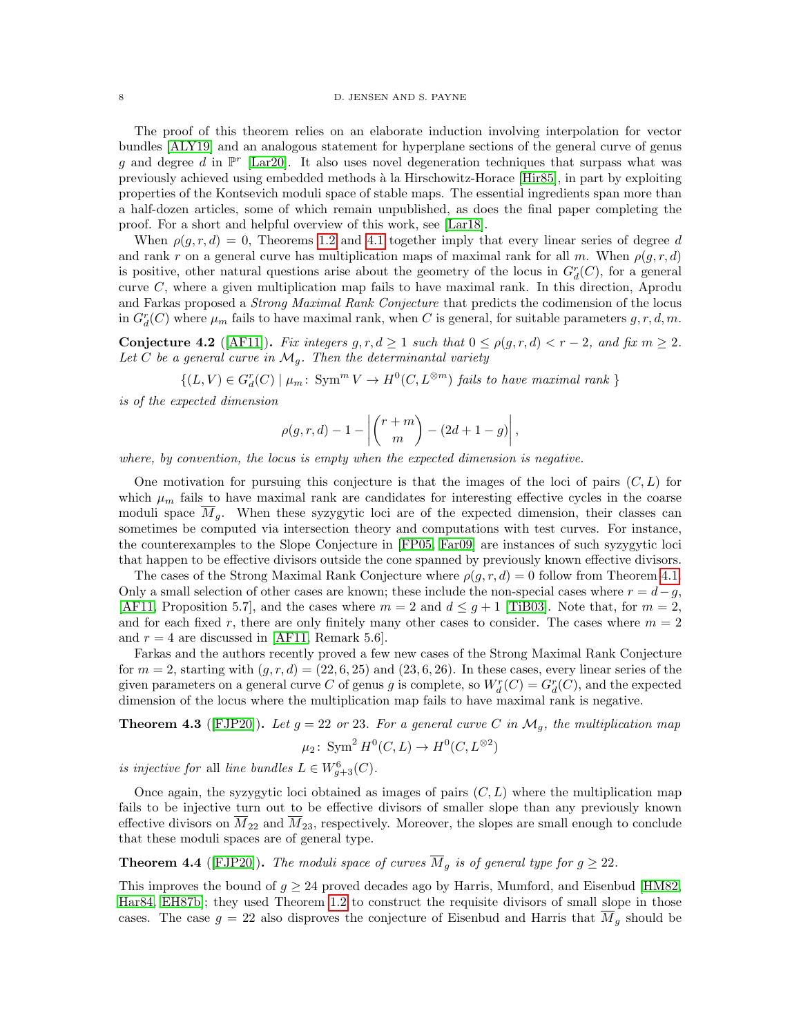The proof of this theorem relies on an elaborate induction involving interpolation for vector bundles [ALY19] and an analogous statement for hyperplane sections of the general curve of genus $g$ and degree $d$ in $\mathbb{P}^r$ [Lar20]. It also uses novel degeneration techniques that surpass what was previously achieved using embedded methods à la Hirschowitz-Horace [Hir85], in part by exploiting properties of the Kontsevich moduli space of stable maps. The essential ingredients span more than a half-dozen articles, some of which remain unpublished, as does the final paper completing the proof. For a short and helpful overview of this work, see [Lar18].

When $\rho(g, r, d) = 0$, Theorems 1.2 and 4.1 together imply that every linear series of degree $d$ and rank $r$ on a general curve has multiplication maps of maximal rank for all $m$. When $\rho(g, r, d)$ is positive, other natural questions arise about the geometry of the locus in $G^r_d(C)$, for a general curve $C$, where a given multiplication map fails to have maximal rank. In this direction, Aprodu and Farkas proposed a *Strong Maximal Rank Conjecture* that predicts the codimension of the locus in $G^r_d(C)$ where $\mu_m$ fails to have maximal rank, when $C$ is general, for suitable parameters $g, r, d, m$.

**Conjecture 4.2** ([AF11]). *Fix integers $g, r, d \geq 1$ such that $0 \leq \rho(g, r, d) < r - 2$, and fix $m \geq 2$. Let $C$ be a general curve in $\mathcal{M}_g$. Then the determinantal variety*

$$\{(L, V) \in G^r_d(C) \mid \mu_m \colon \operatorname{Sym}^m V \to H^0(C, L^{\otimes m}) \text{ fails to have maximal rank }\}$$

*is of the expected dimension*

$$\rho(g, r, d) - 1 - \left| \binom{r+m}{m} - (2d + 1 - g) \right|,$$

*where, by convention, the locus is empty when the expected dimension is negative.*

One motivation for pursuing this conjecture is that the images of the loci of pairs $(C, L)$ for which $\mu_m$ fails to have maximal rank are candidates for interesting effective cycles in the coarse moduli space $\overline{M}_g$. When these syzygytic loci are of the expected dimension, their classes can sometimes be computed via intersection theory and computations with test curves. For instance, the counterexamples to the Slope Conjecture in [FP05, Far09] are instances of such syzygytic loci that happen to be effective divisors outside the cone spanned by previously known effective divisors.

The cases of the Strong Maximal Rank Conjecture where $\rho(g, r, d) = 0$ follow from Theorem 4.1. Only a small selection of other cases are known; these include the non-special cases where $r = d - g$, [AF11, Proposition 5.7], and the cases where $m = 2$ and $d \leq g + 1$ [TiB03]. Note that, for $m = 2$, and for each fixed $r$, there are only finitely many other cases to consider. The cases where $m = 2$ and $r = 4$ are discussed in [AF11, Remark 5.6].

Farkas and the authors recently proved a few new cases of the Strong Maximal Rank Conjecture for $m = 2$, starting with $(g, r, d) = (22, 6, 25)$ and $(23, 6, 26)$. In these cases, every linear series of the given parameters on a general curve $C$ of genus $g$ is complete, so $W^r_d(C) = G^r_d(C)$, and the expected dimension of the locus where the multiplication map fails to have maximal rank is negative.

**Theorem 4.3** ([FJP20]). *Let $g = 22$ or $23$. For a general curve $C$ in $\mathcal{M}_g$, the multiplication map*

$$\mu_2 \colon \operatorname{Sym}^2 H^0(C, L) \to H^0(C, L^{\otimes 2})$$

*is injective for* all *line bundles $L \in W^6_{g+3}(C)$.*

Once again, the syzygytic loci obtained as images of pairs $(C, L)$ where the multiplication map fails to be injective turn out to be effective divisors of smaller slope than any previously known effective divisors on $\overline{M}_{22}$ and $\overline{M}_{23}$, respectively. Moreover, the slopes are small enough to conclude that these moduli spaces are of general type.

**Theorem 4.4** ([FJP20]). *The moduli space of curves $\overline{M}_g$ is of general type for $g \geq 22$.*

This improves the bound of $g \geq 24$ proved decades ago by Harris, Mumford, and Eisenbud [HM82, Har84, EH87b]; they used Theorem 1.2 to construct the requisite divisors of small slope in those cases. The case $g = 22$ also disproves the conjecture of Eisenbud and Harris that $\overline{M}_g$ should be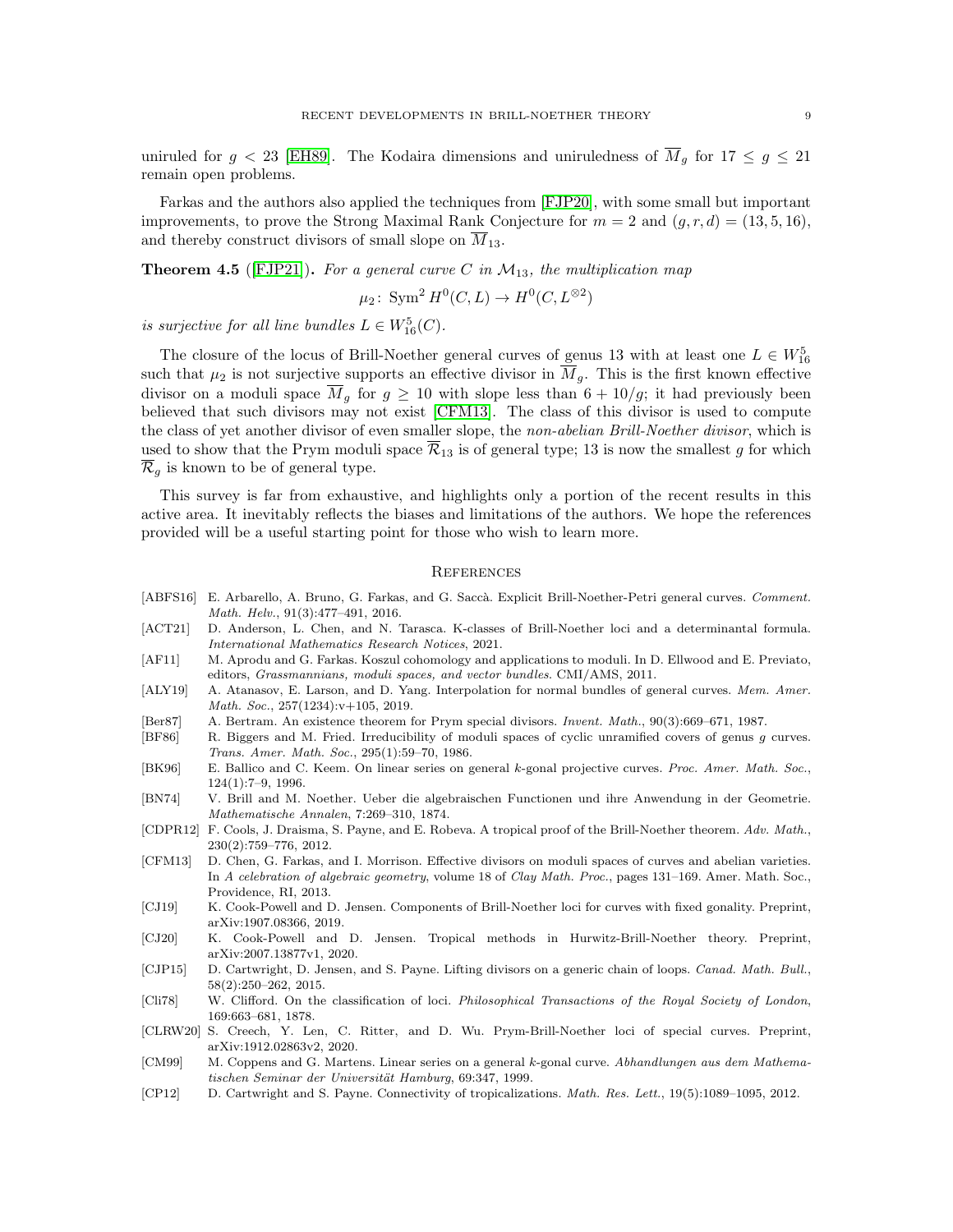uniruled for $g < 23$ [EH89]. The Kodaira dimensions and uniruledness of $\overline{M}_g$ for $17 \leq g \leq 21$ remain open problems.

Farkas and the authors also applied the techniques from [FJP20], with some small but important improvements, to prove the Strong Maximal Rank Conjecture for $m = 2$ and $(g, r, d) = (13, 5, 16)$, and thereby construct divisors of small slope on $\overline{M}_{13}$.

**Theorem 4.5** ([FJP21]). *For a general curve $C$ in $\mathcal{M}_{13}$, the multiplication map*

$$\mu_2 \colon \operatorname{Sym}^2 H^0(C, L) \to H^0(C, L^{\otimes 2})$$

*is surjective for all line bundles $L \in W^5_{16}(C)$.*

The closure of the locus of Brill-Noether general curves of genus 13 with at least one $L \in W^5_{16}$ such that $\mu_2$ is not surjective supports an effective divisor in $\overline{M}_g$. This is the first known effective divisor on a moduli space $\overline{M}_g$ for $g \geq 10$ with slope less than $6 + 10/g$; it had previously been believed that such divisors may not exist [CFM13]. The class of this divisor is used to compute the class of yet another divisor of even smaller slope, the *non-abelian Brill-Noether divisor*, which is used to show that the Prym moduli space $\overline{\mathcal{R}}_{13}$ is of general type; 13 is now the smallest $g$ for which $\overline{\mathcal{R}}_g$ is known to be of general type.

This survey is far from exhaustive, and highlights only a portion of the recent results in this active area. It inevitably reflects the biases and limitations of the authors. We hope the references provided will be a useful starting point for those who wish to learn more.

## References

[ABFS16] E. Arbarello, A. Bruno, G. Farkas, and G. Saccà. Explicit Brill-Noether-Petri general curves. *Comment. Math. Helv.*, 91(3):477–491, 2016.

[ACT21] D. Anderson, L. Chen, and N. Tarasca. K-classes of Brill-Noether loci and a determinantal formula. *International Mathematics Research Notices*, 2021.

[AF11] M. Aprodu and G. Farkas. Koszul cohomology and applications to moduli. In D. Ellwood and E. Previato, editors, *Grassmannians, moduli spaces, and vector bundles*. CMI/AMS, 2011.

[ALY19] A. Atanasov, E. Larson, and D. Yang. Interpolation for normal bundles of general curves. *Mem. Amer. Math. Soc.*, 257(1234):v+105, 2019.

[Ber87] A. Bertram. An existence theorem for Prym special divisors. *Invent. Math.*, 90(3):669–671, 1987.

[BF86] R. Biggers and M. Fried. Irreducibility of moduli spaces of cyclic unramified covers of genus $g$ curves. *Trans. Amer. Math. Soc.*, 295(1):59–70, 1986.

[BK96] E. Ballico and C. Keem. On linear series on general $k$-gonal projective curves. *Proc. Amer. Math. Soc.*, 124(1):7–9, 1996.

[BN74] V. Brill and M. Noether. Ueber die algebraischen Functionen und ihre Anwendung in der Geometrie. *Mathematische Annalen*, 7:269–310, 1874.

[CDPR12] F. Cools, J. Draisma, S. Payne, and E. Robeva. A tropical proof of the Brill-Noether theorem. *Adv. Math.*, 230(2):759–776, 2012.

[CFM13] D. Chen, G. Farkas, and I. Morrison. Effective divisors on moduli spaces of curves and abelian varieties. In *A celebration of algebraic geometry*, volume 18 of *Clay Math. Proc.*, pages 131–169. Amer. Math. Soc., Providence, RI, 2013.

[CJ19] K. Cook-Powell and D. Jensen. Components of Brill-Noether loci for curves with fixed gonality. Preprint, arXiv:1907.08366, 2019.

[CJ20] K. Cook-Powell and D. Jensen. Tropical methods in Hurwitz-Brill-Noether theory. Preprint, arXiv:2007.13877v1, 2020.

[CJP15] D. Cartwright, D. Jensen, and S. Payne. Lifting divisors on a generic chain of loops. *Canad. Math. Bull.*, 58(2):250–262, 2015.

[Cli78] W. Clifford. On the classification of loci. *Philosophical Transactions of the Royal Society of London*, 169:663–681, 1878.

[CLRW20] S. Creech, Y. Len, C. Ritter, and D. Wu. Prym-Brill-Noether loci of special curves. Preprint, arXiv:1912.02863v2, 2020.

[CM99] M. Coppens and G. Martens. Linear series on a general $k$-gonal curve. *Abhandlungen aus dem Mathematischen Seminar der Universität Hamburg*, 69:347, 1999.

[CP12] D. Cartwright and S. Payne. Connectivity of tropicalizations. *Math. Res. Lett.*, 19(5):1089–1095, 2012.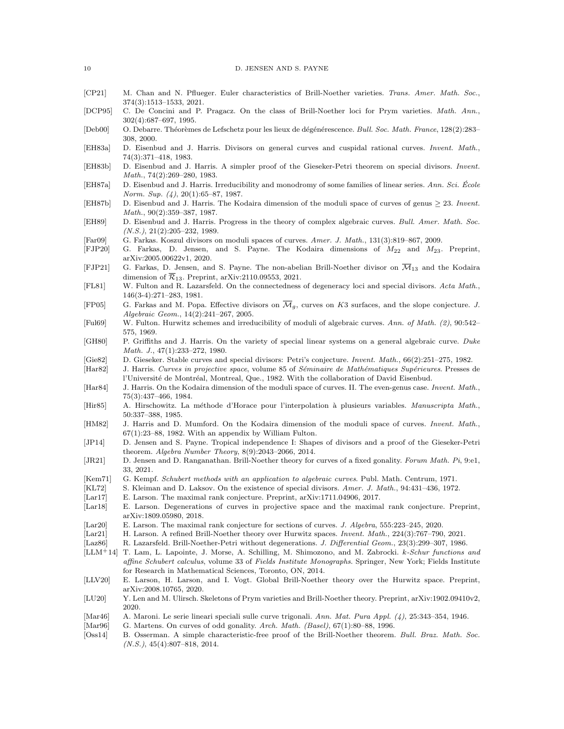[CP21] M. Chan and N. Pflueger. Euler characteristics of Brill-Noether varieties. *Trans. Amer. Math. Soc.*, 374(3):1513–1533, 2021.

[DCP95] C. De Concini and P. Pragacz. On the class of Brill-Noether loci for Prym varieties. *Math. Ann.*, 302(4):687–697, 1995.

[Deb00] O. Debarre. Théorèmes de Lefschetz pour les lieux de dégénérescence. *Bull. Soc. Math. France*, 128(2):283–308, 2000.

[EH83a] D. Eisenbud and J. Harris. Divisors on general curves and cuspidal rational curves. *Invent. Math.*, 74(3):371–418, 1983.

[EH83b] D. Eisenbud and J. Harris. A simpler proof of the Gieseker-Petri theorem on special divisors. *Invent. Math.*, 74(2):269–280, 1983.

[EH87a] D. Eisenbud and J. Harris. Irreducibility and monodromy of some families of linear series. *Ann. Sci. École Norm. Sup. (4)*, 20(1):65–87, 1987.

[EH87b] D. Eisenbud and J. Harris. The Kodaira dimension of the moduli space of curves of genus $\geq 23$. *Invent. Math.*, 90(2):359–387, 1987.

[EH89] D. Eisenbud and J. Harris. Progress in the theory of complex algebraic curves. *Bull. Amer. Math. Soc. (N.S.)*, 21(2):205–232, 1989.

[Far09] G. Farkas. Koszul divisors on moduli spaces of curves. *Amer. J. Math.*, 131(3):819–867, 2009.

[FJP20] G. Farkas, D. Jensen, and S. Payne. The Kodaira dimensions of $M_{22}$ and $M_{23}$. Preprint, arXiv:2005.00622v1, 2020.

[FJP21] G. Farkas, D. Jensen, and S. Payne. The non-abelian Brill-Noether divisor on $\overline{\mathcal{M}}_{13}$ and the Kodaira dimension of $\overline{\mathcal{R}}_{13}$. Preprint, arXiv:2110.09553, 2021.

[FL81] W. Fulton and R. Lazarsfeld. On the connectedness of degeneracy loci and special divisors. *Acta Math.*, 146(3-4):271–283, 1981.

[FP05] G. Farkas and M. Popa. Effective divisors on $\overline{\mathcal{M}}_g$, curves on $K3$ surfaces, and the slope conjecture. *J. Algebraic Geom.*, 14(2):241–267, 2005.

[Ful69] W. Fulton. Hurwitz schemes and irreducibility of moduli of algebraic curves. *Ann. of Math. (2)*, 90:542–575, 1969.

[GH80] P. Griffiths and J. Harris. On the variety of special linear systems on a general algebraic curve. *Duke Math. J.*, 47(1):233–272, 1980.

[Gie82] D. Gieseker. Stable curves and special divisors: Petri's conjecture. *Invent. Math.*, 66(2):251–275, 1982.

[Har82] J. Harris. *Curves in projective space*, volume 85 of *Séminaire de Mathématiques Supérieures*. Presses de l'Université de Montréal, Montreal, Que., 1982. With the collaboration of David Eisenbud.

[Har84] J. Harris. On the Kodaira dimension of the moduli space of curves. II. The even-genus case. *Invent. Math.*, 75(3):437–466, 1984.

[Hir85] A. Hirschowitz. La méthode d'Horace pour l'interpolation à plusieurs variables. *Manuscripta Math.*, 50:337–388, 1985.

[HM82] J. Harris and D. Mumford. On the Kodaira dimension of the moduli space of curves. *Invent. Math.*, 67(1):23–88, 1982. With an appendix by William Fulton.

[JP14] D. Jensen and S. Payne. Tropical independence I: Shapes of divisors and a proof of the Gieseker-Petri theorem. *Algebra Number Theory*, 8(9):2043–2066, 2014.

[JR21] D. Jensen and D. Ranganathan. Brill-Noether theory for curves of a fixed gonality. *Forum Math. Pi*, 9:e1, 33, 2021.

[Kem71] G. Kempf. *Schubert methods with an application to algebraic curves*. Publ. Math. Centrum, 1971.

[KL72] S. Kleiman and D. Laksov. On the existence of special divisors. *Amer. J. Math.*, 94:431–436, 1972.

[Lar17] E. Larson. The maximal rank conjecture. Preprint, arXiv:1711.04906, 2017.

[Lar18] E. Larson. Degenerations of curves in projective space and the maximal rank conjecture. Preprint, arXiv:1809.05980, 2018.

[Lar20] E. Larson. The maximal rank conjecture for sections of curves. *J. Algebra*, 555:223–245, 2020.

[Lar21] H. Larson. A refined Brill-Noether theory over Hurwitz spaces. *Invent. Math.*, 224(3):767–790, 2021.

[Laz86] R. Lazarsfeld. Brill-Noether-Petri without degenerations. *J. Differential Geom.*, 23(3):299–307, 1986.

[LLM+14] T. Lam, L. Lapointe, J. Morse, A. Schilling, M. Shimozono, and M. Zabrocki. *k-Schur functions and affine Schubert calculus*, volume 33 of *Fields Institute Monographs*. Springer, New York; Fields Institute for Research in Mathematical Sciences, Toronto, ON, 2014.

[LLV20] E. Larson, H. Larson, and I. Vogt. Global Brill-Noether theory over the Hurwitz space. Preprint, arXiv:2008.10765, 2020.

[LU20] Y. Len and M. Ulirsch. Skeletons of Prym varieties and Brill-Noether theory. Preprint, arXiv:1902.09410v2, 2020.

[Mar46] A. Maroni. Le serie lineari speciali sulle curve trigonali. *Ann. Mat. Pura Appl. (4)*, 25:343–354, 1946.

[Mar96] G. Martens. On curves of odd gonality. *Arch. Math. (Basel)*, 67(1):80–88, 1996.

[Oss14] B. Osserman. A simple characteristic-free proof of the Brill-Noether theorem. *Bull. Braz. Math. Soc. (N.S.)*, 45(4):807–818, 2014.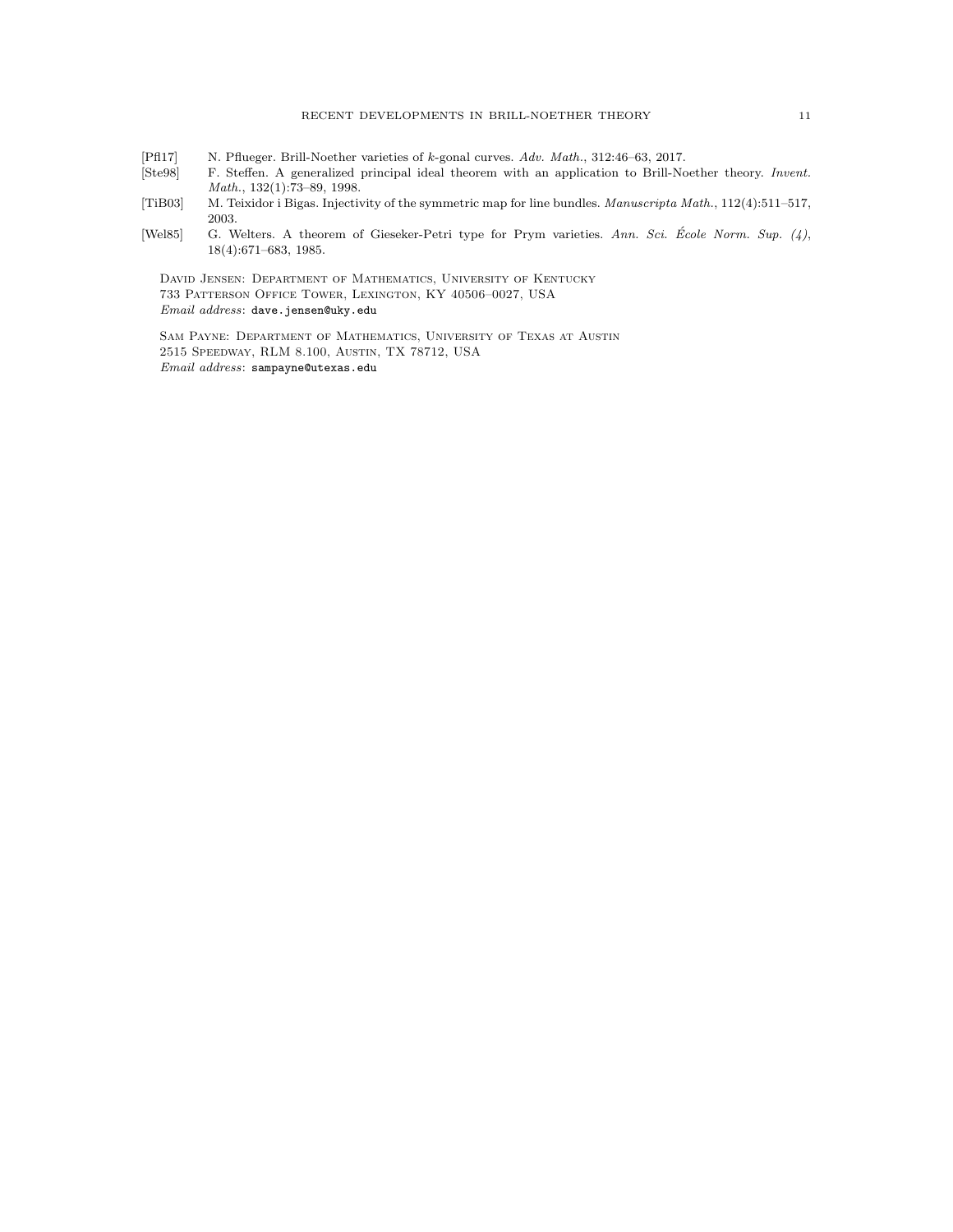[Pfl17] N. Pflueger. Brill-Noether varieties of $k$-gonal curves. *Adv. Math.*, 312:46–63, 2017.

[Ste98] F. Steffen. A generalized principal ideal theorem with an application to Brill-Noether theory. *Invent. Math.*, 132(1):73–89, 1998.

[TiB03] M. Teixidor i Bigas. Injectivity of the symmetric map for line bundles. *Manuscripta Math.*, 112(4):511–517, 2003.

[Wel85] G. Welters. A theorem of Gieseker-Petri type for Prym varieties. *Ann. Sci. École Norm. Sup. (4)*, 18(4):671–683, 1985.

David Jensen: Department of Mathematics, University of Kentucky
733 Patterson Office Tower, Lexington, KY 40506–0027, USA
*Email address*: dave.jensen@uky.edu

Sam Payne: Department of Mathematics, University of Texas at Austin
2515 Speedway, RLM 8.100, Austin, TX 78712, USA
*Email address*: sampayne@utexas.edu